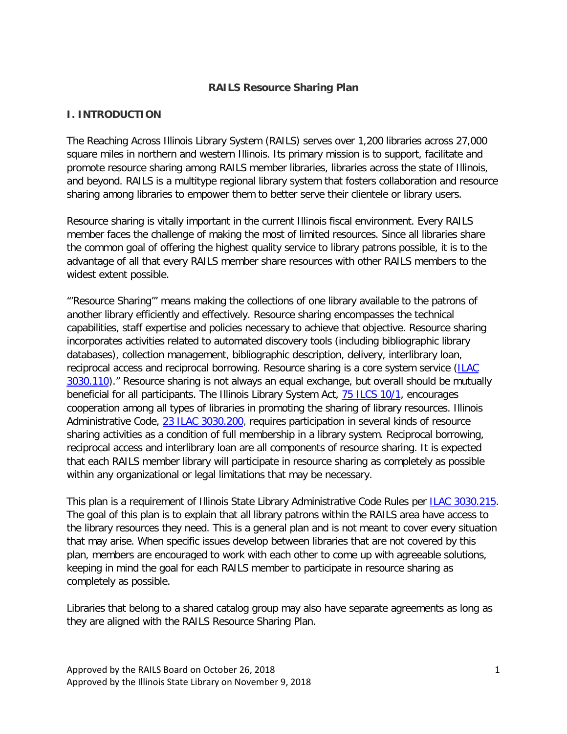# RAILS Resource Sharing Plan

## I. INTRODUCTION

The Reaching Across Illinois Library System (RAILS) serves over 1,200 libraries across 27,000 square miles in northern and western Illinois. Its primary mission is to support, facilitate and promote resource sharing among RAILS member libraries, libraries across the state of Illinois, and beyond. RAILS is a multitype regional library system that fosters collaboration and resource sharing among libraries to empower them to better serve their clientele or library users.

Resource sharing is vitally important in the current Illinois fiscal environment. Every RAILS member faces the challenge of making the most of limited resources. Since all libraries share the common goal of offering the highest quality service to library patrons possible, it is to the advantage of all that every RAILS member share resources with other RAILS members to the widest extent possible.

"'Resource Sharing'" means making the collections of one library available to the patrons of another library efficiently and effectively. Resource sharing encompasses the technical capabilities, staff expertise and policies necessary to achieve that objective. Resource sharing incorporates activities related to automated discovery tools (including bibliographic library databases), collection management, bibliographic description, delivery, interlibrary loan, reciprocal access and reciprocal borrowing. Resource sharing is a core system service (ILAC 3030.110)." Resource sharing is not always an equal exchange, but overall should be mutually beneficial for all participants. The Illinois Library System Act, 75 ILCS 10/1, encourages cooperation among all types of libraries in promoting the sharing of library resources. Illinois Administrative Code, 23 ILAC 3030.200, requires participation in several kinds of resource sharing activities as a condition of full membership in a library system. Reciprocal borrowing, reciprocal access and interlibrary loan are all components of resource sharing. It is expected that each RAILS member library will participate in resource sharing as completely as possible within any organizational or legal limitations that may be necessary.

This plan is a requirement of Illinois State Library Administrative Code Rules per ILAC 3030.215. The goal of this plan is to explain that all library patrons within the RAILS area have access to the library resources they need. This is a general plan and is not meant to cover every situation that may arise. When specific issues develop between libraries that are not covered by this plan, members are encouraged to work with each other to come up with agreeable solutions, keeping in mind the goal for each RAILS member to participate in resource sharing as completely as possible.

Libraries that belong to a shared catalog group may also have separate agreements as long as they are aligned with the RAILS Resource Sharing Plan.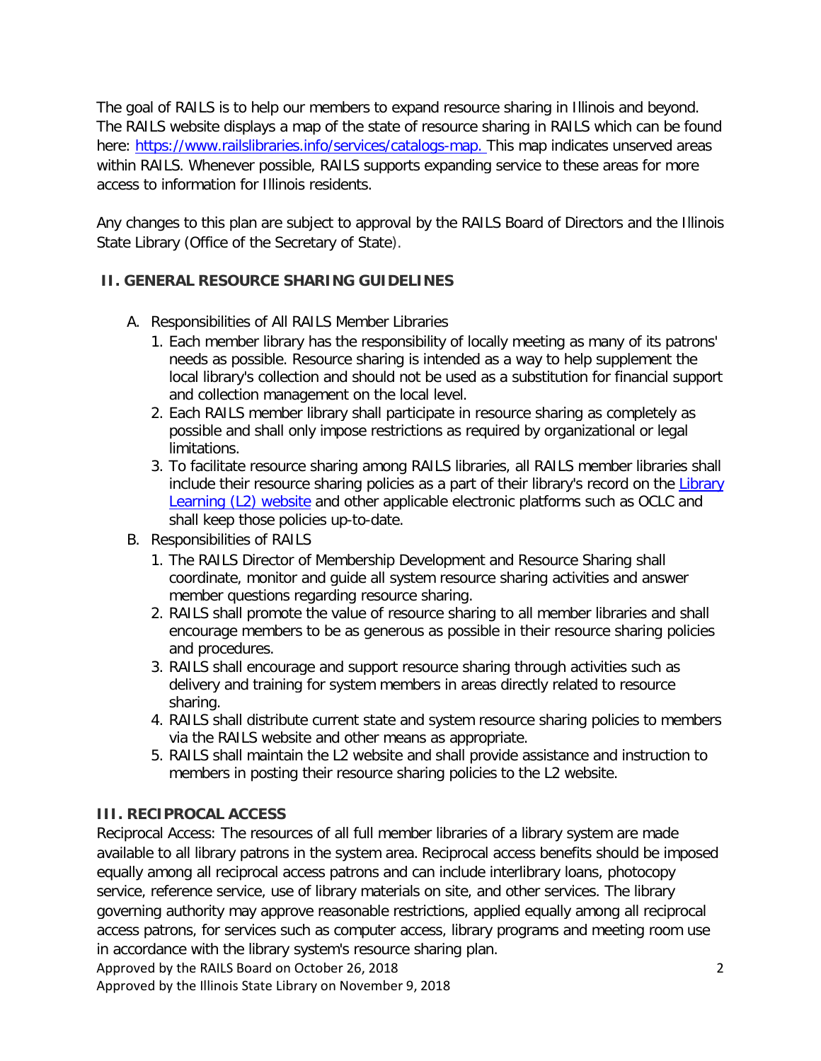The goal of RAILS is to help our members to expand resource sharing in Illinois and beyond. The RAILS website displays a map of the state of resource sharing in RAILS which can be found here: [https://www.railslibraries.info/services/catalogs-map.](https://www.railslibraries.info/services/catalogs-map) This map indicates unserved areas within RAILS. Whenever possible, RAILS supports expanding service to these areas for more access to information for Illinois residents.

Any changes to this plan are subject to approval by the RAILS Board of Directors and the Illinois State Library (Office of the Secretary of State).

## II. GENERAL RESOURCE SHARING GUIDELINES

A. Responsibilities of All RAILS Member Libraries
   1. Each member library has the responsibility of locally meeting as many of its patrons' needs as possible. Resource sharing is intended as a way to help supplement the local library's collection and should not be used as a substitution for financial support and collection management on the local level.
   2. Each RAILS member library shall participate in resource sharing as completely as possible and shall only impose restrictions as required by organizational or legal limitations.
   3. To facilitate resource sharing among RAILS libraries, all RAILS member libraries shall include their resource sharing policies as a part of their library's record on the Library Learning (L2) website and other applicable electronic platforms such as OCLC and shall keep those policies up-to-date.

B. Responsibilities of RAILS
   1. The RAILS Director of Membership Development and Resource Sharing shall coordinate, monitor and guide all system resource sharing activities and answer member questions regarding resource sharing.
   2. RAILS shall promote the value of resource sharing to all member libraries and shall encourage members to be as generous as possible in their resource sharing policies and procedures.
   3. RAILS shall encourage and support resource sharing through activities such as delivery and training for system members in areas directly related to resource sharing.
   4. RAILS shall distribute current state and system resource sharing policies to members via the RAILS website and other means as appropriate.
   5. RAILS shall maintain the L2 website and shall provide assistance and instruction to members in posting their resource sharing policies to the L2 website.

## III. RECIPROCAL ACCESS

Reciprocal Access: The resources of all full member libraries of a library system are made available to all library patrons in the system area. Reciprocal access benefits should be imposed equally among all reciprocal access patrons and can include interlibrary loans, photocopy service, reference service, use of library materials on site, and other services. The library governing authority may approve reasonable restrictions, applied equally among all reciprocal access patrons, for services such as computer access, library programs and meeting room use in accordance with the library system's resource sharing plan.

Approved by the RAILS Board on October 26, 2018

Approved by the Illinois State Library on November 9, 2018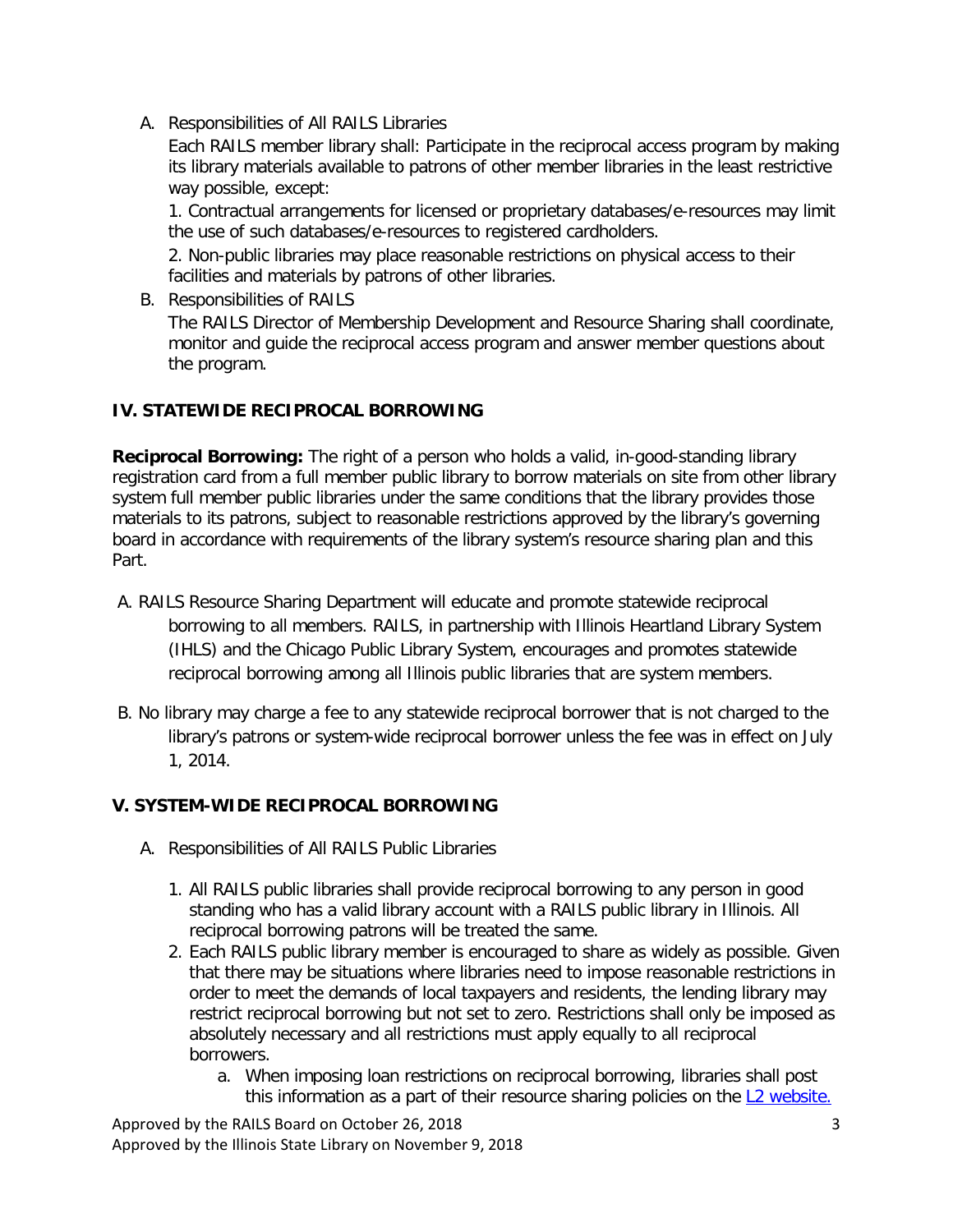A. Responsibilities of All RAILS Libraries

Each RAILS member library shall: Participate in the reciprocal access program by making its library materials available to patrons of other member libraries in the least restrictive way possible, except:

1. Contractual arrangements for licensed or proprietary databases/e-resources may limit the use of such databases/e-resources to registered cardholders.

2. Non-public libraries may place reasonable restrictions on physical access to their facilities and materials by patrons of other libraries.

B. Responsibilities of RAILS

The RAILS Director of Membership Development and Resource Sharing shall coordinate, monitor and guide the reciprocal access program and answer member questions about the program.

## IV. STATEWIDE RECIPROCAL BORROWING

**Reciprocal Borrowing:** The right of a person who holds a valid, in-good-standing library registration card from a full member public library to borrow materials on site from other library system full member public libraries under the same conditions that the library provides those materials to its patrons, subject to reasonable restrictions approved by the library's governing board in accordance with requirements of the library system's resource sharing plan and this Part.

A. RAILS Resource Sharing Department will educate and promote statewide reciprocal borrowing to all members. RAILS, in partnership with Illinois Heartland Library System (IHLS) and the Chicago Public Library System, encourages and promotes statewide reciprocal borrowing among all Illinois public libraries that are system members.

B. No library may charge a fee to any statewide reciprocal borrower that is not charged to the library's patrons or system-wide reciprocal borrower unless the fee was in effect on July 1, 2014.

## V. SYSTEM-WIDE RECIPROCAL BORROWING

A. Responsibilities of All RAILS Public Libraries

1. All RAILS public libraries shall provide reciprocal borrowing to any person in good standing who has a valid library account with a RAILS public library in Illinois. All reciprocal borrowing patrons will be treated the same.
2. Each RAILS public library member is encouraged to share as widely as possible. Given that there may be situations where libraries need to impose reasonable restrictions in order to meet the demands of local taxpayers and residents, the lending library may restrict reciprocal borrowing but not set to zero. Restrictions shall only be imposed as absolutely necessary and all restrictions must apply equally to all reciprocal borrowers.
    a. When imposing loan restrictions on reciprocal borrowing, libraries shall post this information as a part of their resource sharing policies on the L2 website.

Approved by the RAILS Board on October 26, 2018
Approved by the Illinois State Library on November 9, 2018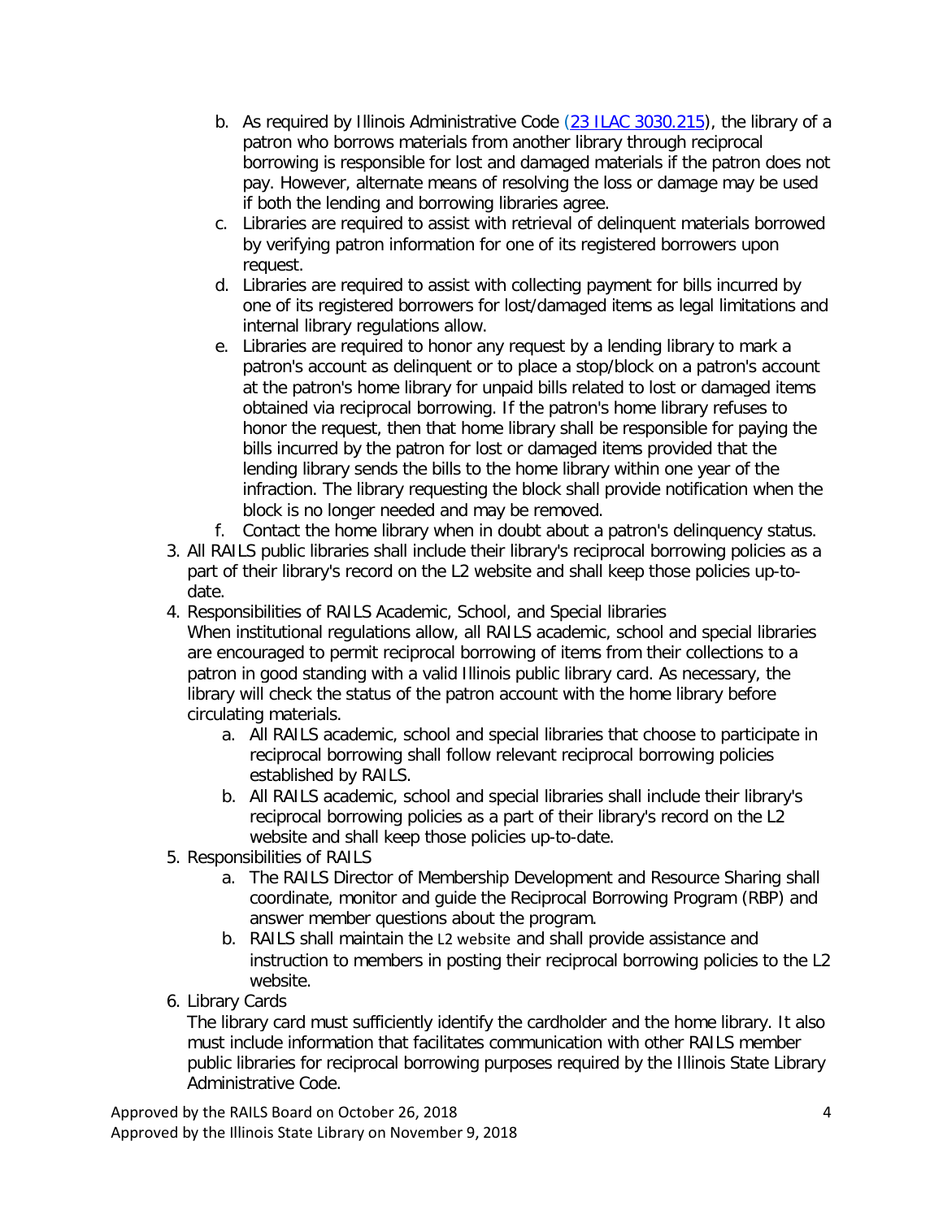b. As required by Illinois Administrative Code ([23 ILAC 3030.215](23 ILAC 3030.215)), the library of a patron who borrows materials from another library through reciprocal borrowing is responsible for lost and damaged materials if the patron does not pay. However, alternate means of resolving the loss or damage may be used if both the lending and borrowing libraries agree.

c. Libraries are required to assist with retrieval of delinquent materials borrowed by verifying patron information for one of its registered borrowers upon request.

d. Libraries are required to assist with collecting payment for bills incurred by one of its registered borrowers for lost/damaged items as legal limitations and internal library regulations allow.

e. Libraries are required to honor any request by a lending library to mark a patron's account as delinquent or to place a stop/block on a patron's account at the patron's home library for unpaid bills related to lost or damaged items obtained via reciprocal borrowing. If the patron's home library refuses to honor the request, then that home library shall be responsible for paying the bills incurred by the patron for lost or damaged items provided that the lending library sends the bills to the home library within one year of the infraction. The library requesting the block shall provide notification when the block is no longer needed and may be removed.

f. Contact the home library when in doubt about a patron's delinquency status.

3. All RAILS public libraries shall include their library's reciprocal borrowing policies as a part of their library's record on the L2 website and shall keep those policies up-to-date.

4. Responsibilities of RAILS Academic, School, and Special libraries
   When institutional regulations allow, all RAILS academic, school and special libraries are encouraged to permit reciprocal borrowing of items from their collections to a patron in good standing with a valid Illinois public library card. As necessary, the library will check the status of the patron account with the home library before circulating materials.
   a. All RAILS academic, school and special libraries that choose to participate in reciprocal borrowing shall follow relevant reciprocal borrowing policies established by RAILS.
   b. All RAILS academic, school and special libraries shall include their library's reciprocal borrowing policies as a part of their library's record on the L2 website and shall keep those policies up-to-date.

5. Responsibilities of RAILS
   a. The RAILS Director of Membership Development and Resource Sharing shall coordinate, monitor and guide the Reciprocal Borrowing Program (RBP) and answer member questions about the program.
   b. RAILS shall maintain the L2 website and shall provide assistance and instruction to members in posting their reciprocal borrowing policies to the L2 website.

6. Library Cards
   The library card must sufficiently identify the cardholder and the home library. It also must include information that facilitates communication with other RAILS member public libraries for reciprocal borrowing purposes required by the Illinois State Library Administrative Code.

Approved by the RAILS Board on October 26, 2018
Approved by the Illinois State Library on November 9, 2018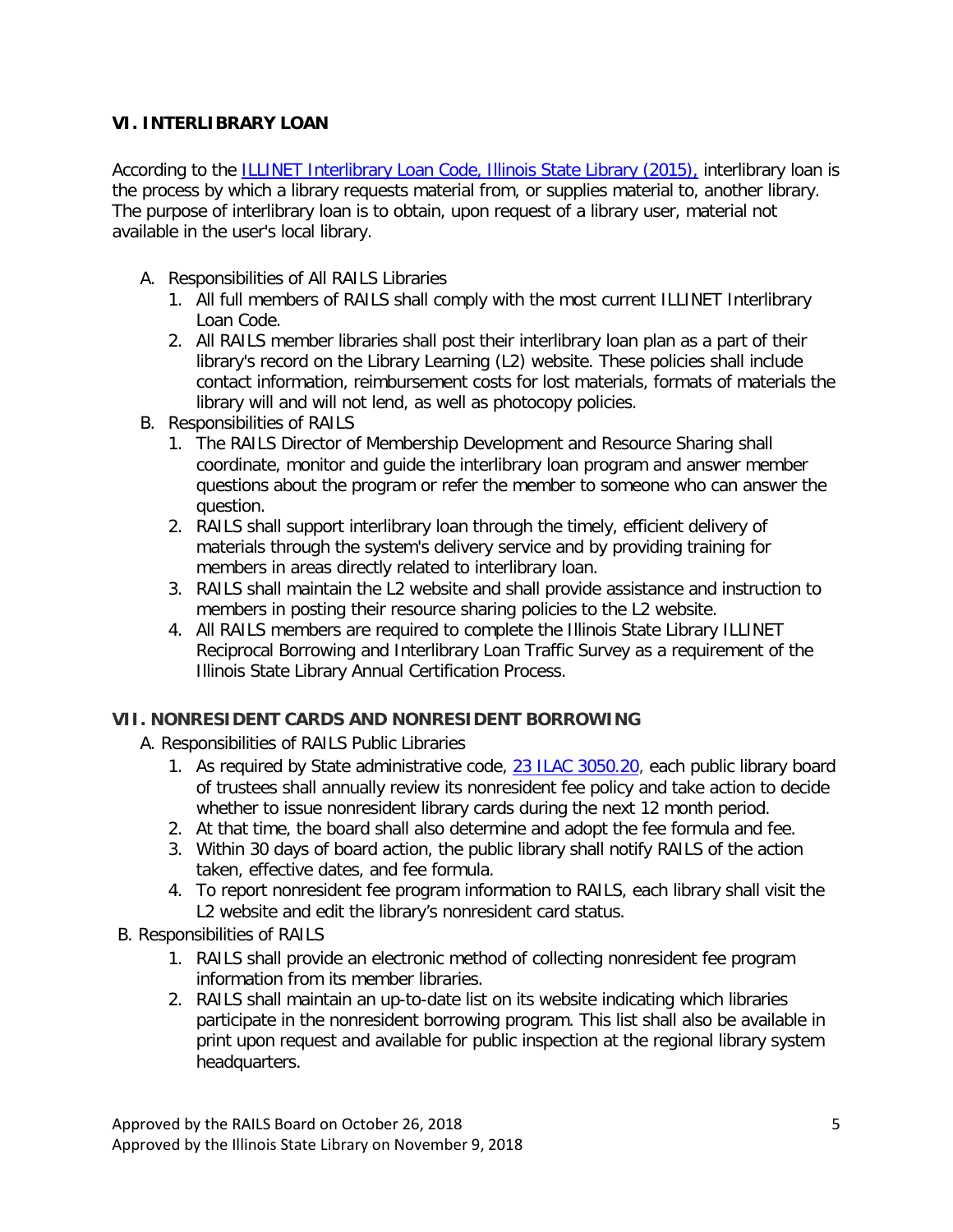## VI. INTERLIBRARY LOAN

According to the ILLINET Interlibrary Loan Code, Illinois State Library (2015), interlibrary loan is the process by which a library requests material from, or supplies material to, another library. The purpose of interlibrary loan is to obtain, upon request of a library user, material not available in the user's local library.

A. Responsibilities of All RAILS Libraries
   1. All full members of RAILS shall comply with the most current ILLINET Interlibrary Loan Code.
   2. All RAILS member libraries shall post their interlibrary loan plan as a part of their library's record on the Library Learning (L2) website. These policies shall include contact information, reimbursement costs for lost materials, formats of materials the library will and will not lend, as well as photocopy policies.

B. Responsibilities of RAILS
   1. The RAILS Director of Membership Development and Resource Sharing shall coordinate, monitor and guide the interlibrary loan program and answer member questions about the program or refer the member to someone who can answer the question.
   2. RAILS shall support interlibrary loan through the timely, efficient delivery of materials through the system's delivery service and by providing training for members in areas directly related to interlibrary loan.
   3. RAILS shall maintain the L2 website and shall provide assistance and instruction to members in posting their resource sharing policies to the L2 website.
   4. All RAILS members are required to complete the Illinois State Library ILLINET Reciprocal Borrowing and Interlibrary Loan Traffic Survey as a requirement of the Illinois State Library Annual Certification Process.

## VII. NONRESIDENT CARDS AND NONRESIDENT BORROWING

A. Responsibilities of RAILS Public Libraries
   1. As required by State administrative code, 23 ILAC 3050.20, each public library board of trustees shall annually review its nonresident fee policy and take action to decide whether to issue nonresident library cards during the next 12 month period.
   2. At that time, the board shall also determine and adopt the fee formula and fee.
   3. Within 30 days of board action, the public library shall notify RAILS of the action taken, effective dates, and fee formula.
   4. To report nonresident fee program information to RAILS, each library shall visit the L2 website and edit the library's nonresident card status.

B. Responsibilities of RAILS
   1. RAILS shall provide an electronic method of collecting nonresident fee program information from its member libraries.
   2. RAILS shall maintain an up-to-date list on its website indicating which libraries participate in the nonresident borrowing program. This list shall also be available in print upon request and available for public inspection at the regional library system headquarters.

Approved by the RAILS Board on October 26, 2018
Approved by the Illinois State Library on November 9, 2018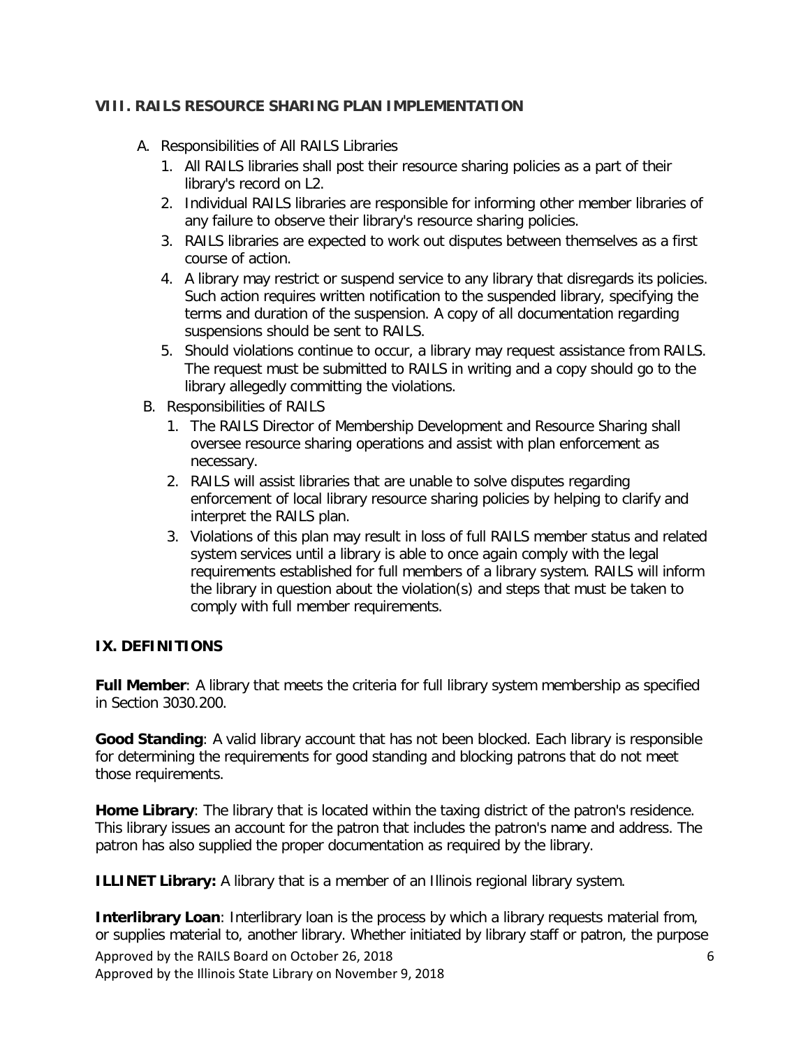## VIII. RAILS RESOURCE SHARING PLAN IMPLEMENTATION

A. Responsibilities of All RAILS Libraries
   1. All RAILS libraries shall post their resource sharing policies as a part of their library's record on L2.
   2. Individual RAILS libraries are responsible for informing other member libraries of any failure to observe their library's resource sharing policies.
   3. RAILS libraries are expected to work out disputes between themselves as a first course of action.
   4. A library may restrict or suspend service to any library that disregards its policies. Such action requires written notification to the suspended library, specifying the terms and duration of the suspension. A copy of all documentation regarding suspensions should be sent to RAILS.
   5. Should violations continue to occur, a library may request assistance from RAILS. The request must be submitted to RAILS in writing and a copy should go to the library allegedly committing the violations.

B. Responsibilities of RAILS
   1. The RAILS Director of Membership Development and Resource Sharing shall oversee resource sharing operations and assist with plan enforcement as necessary.
   2. RAILS will assist libraries that are unable to solve disputes regarding enforcement of local library resource sharing policies by helping to clarify and interpret the RAILS plan.
   3. Violations of this plan may result in loss of full RAILS member status and related system services until a library is able to once again comply with the legal requirements established for full members of a library system. RAILS will inform the library in question about the violation(s) and steps that must be taken to comply with full member requirements.

## IX. DEFINITIONS

**Full Member**: A library that meets the criteria for full library system membership as specified in Section 3030.200.

**Good Standing**: A valid library account that has not been blocked. Each library is responsible for determining the requirements for good standing and blocking patrons that do not meet those requirements.

**Home Library**: The library that is located within the taxing district of the patron's residence. This library issues an account for the patron that includes the patron's name and address. The patron has also supplied the proper documentation as required by the library.

**ILLINET Library:** A library that is a member of an Illinois regional library system.

**Interlibrary Loan**: Interlibrary loan is the process by which a library requests material from, or supplies material to, another library. Whether initiated by library staff or patron, the purpose

Approved by the RAILS Board on October 26, 2018
Approved by the Illinois State Library on November 9, 2018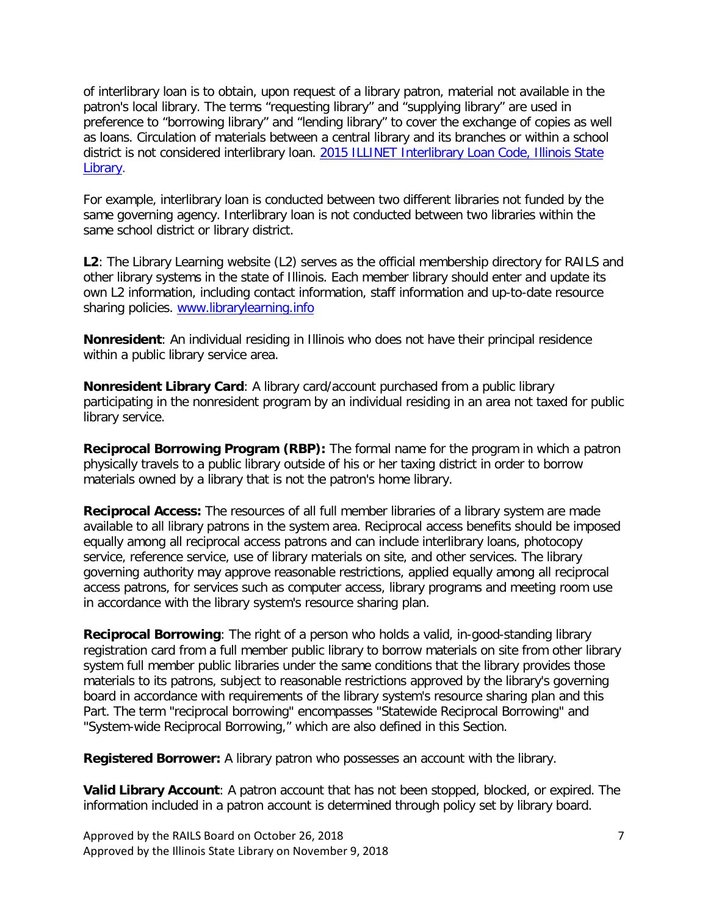of interlibrary loan is to obtain, upon request of a library patron, material not available in the patron's local library. The terms "requesting library" and "supplying library" are used in preference to "borrowing library" and "lending library" to cover the exchange of copies as well as loans. Circulation of materials between a central library and its branches or within a school district is not considered interlibrary loan. [2015 ILLINET Interlibrary Loan Code, Illinois State Library](#).

For example, interlibrary loan is conducted between two different libraries not funded by the same governing agency. Interlibrary loan is not conducted between two libraries within the same school district or library district.

**L2**: The Library Learning website (L2) serves as the official membership directory for RAILS and other library systems in the state of Illinois. Each member library should enter and update its own L2 information, including contact information, staff information and up-to-date resource sharing policies. [www.librarylearning.info](http://www.librarylearning.info)

**Nonresident**: An individual residing in Illinois who does not have their principal residence within a public library service area.

**Nonresident Library Card**: A library card/account purchased from a public library participating in the nonresident program by an individual residing in an area not taxed for public library service.

**Reciprocal Borrowing Program (RBP):** The formal name for the program in which a patron physically travels to a public library outside of his or her taxing district in order to borrow materials owned by a library that is not the patron's home library.

**Reciprocal Access:** The resources of all full member libraries of a library system are made available to all library patrons in the system area. Reciprocal access benefits should be imposed equally among all reciprocal access patrons and can include interlibrary loans, photocopy service, reference service, use of library materials on site, and other services. The library governing authority may approve reasonable restrictions, applied equally among all reciprocal access patrons, for services such as computer access, library programs and meeting room use in accordance with the library system's resource sharing plan.

**Reciprocal Borrowing**: The right of a person who holds a valid, in-good-standing library registration card from a full member public library to borrow materials on site from other library system full member public libraries under the same conditions that the library provides those materials to its patrons, subject to reasonable restrictions approved by the library's governing board in accordance with requirements of the library system's resource sharing plan and this Part. The term "reciprocal borrowing" encompasses "Statewide Reciprocal Borrowing" and "System-wide Reciprocal Borrowing," which are also defined in this Section.

**Registered Borrower:** A library patron who possesses an account with the library.

**Valid Library Account**: A patron account that has not been stopped, blocked, or expired. The information included in a patron account is determined through policy set by library board.

Approved by the RAILS Board on October 26, 2018
Approved by the Illinois State Library on November 9, 2018